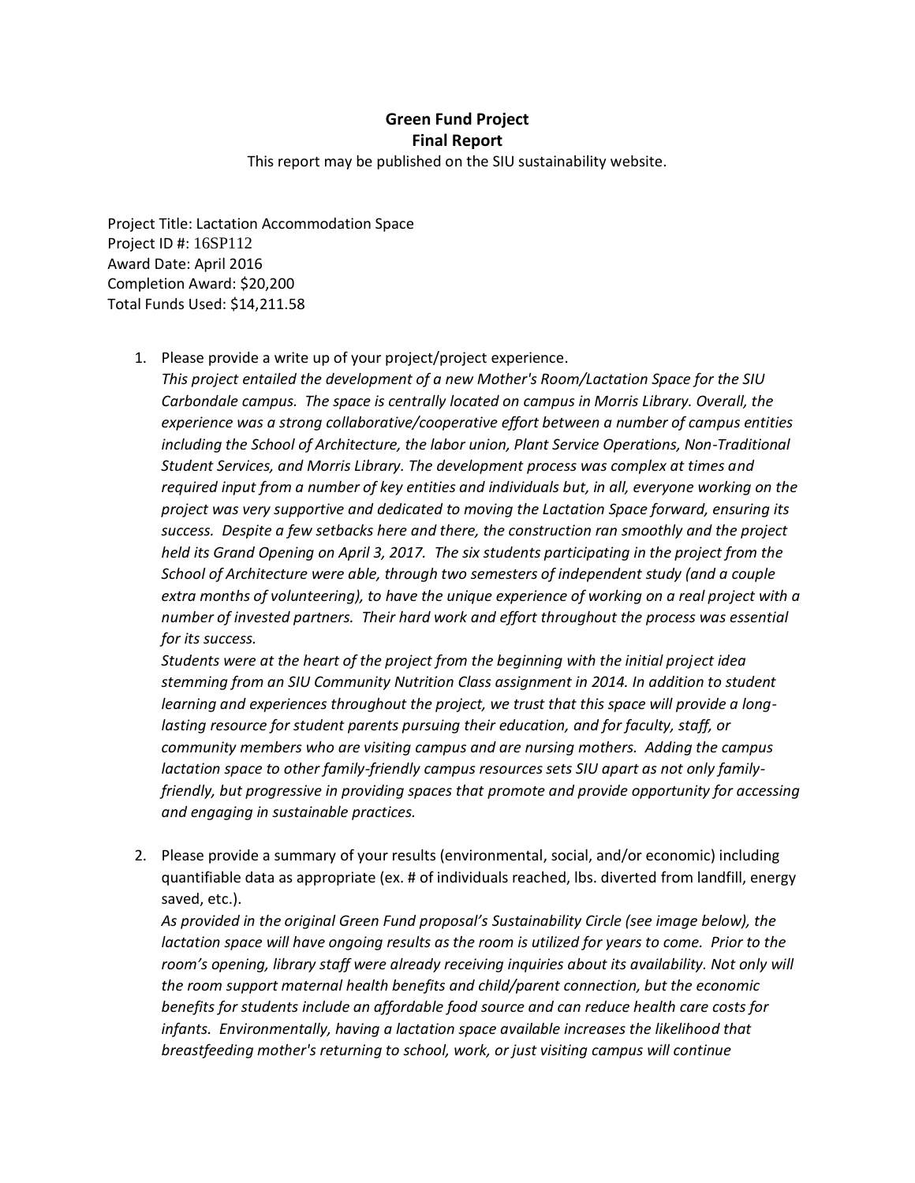# Green Fund Project
## Final Report

This report may be published on the SIU sustainability website.

Project Title: Lactation Accommodation Space
Project ID #: 16SP112
Award Date: April 2016
Completion Award: $20,200
Total Funds Used: $14,211.58

1. Please provide a write up of your project/project experience.
   *This project entailed the development of a new Mother's Room/Lactation Space for the SIU Carbondale campus. The space is centrally located on campus in Morris Library. Overall, the experience was a strong collaborative/cooperative effort between a number of campus entities including the School of Architecture, the labor union, Plant Service Operations, Non-Traditional Student Services, and Morris Library. The development process was complex at times and required input from a number of key entities and individuals but, in all, everyone working on the project was very supportive and dedicated to moving the Lactation Space forward, ensuring its success. Despite a few setbacks here and there, the construction ran smoothly and the project held its Grand Opening on April 3, 2017. The six students participating in the project from the School of Architecture were able, through two semesters of independent study (and a couple extra months of volunteering), to have the unique experience of working on a real project with a number of invested partners. Their hard work and effort throughout the process was essential for its success.*
   *Students were at the heart of the project from the beginning with the initial project idea stemming from an SIU Community Nutrition Class assignment in 2014. In addition to student learning and experiences throughout the project, we trust that this space will provide a long-lasting resource for student parents pursuing their education, and for faculty, staff, or community members who are visiting campus and are nursing mothers. Adding the campus lactation space to other family-friendly campus resources sets SIU apart as not only family-friendly, but progressive in providing spaces that promote and provide opportunity for accessing and engaging in sustainable practices.*

2. Please provide a summary of your results (environmental, social, and/or economic) including quantifiable data as appropriate (ex. # of individuals reached, lbs. diverted from landfill, energy saved, etc.).
   *As provided in the original Green Fund proposal's Sustainability Circle (see image below), the lactation space will have ongoing results as the room is utilized for years to come. Prior to the room's opening, library staff were already receiving inquiries about its availability. Not only will the room support maternal health benefits and child/parent connection, but the economic benefits for students include an affordable food source and can reduce health care costs for infants. Environmentally, having a lactation space available increases the likelihood that breastfeeding mother's returning to school, work, or just visiting campus will continue*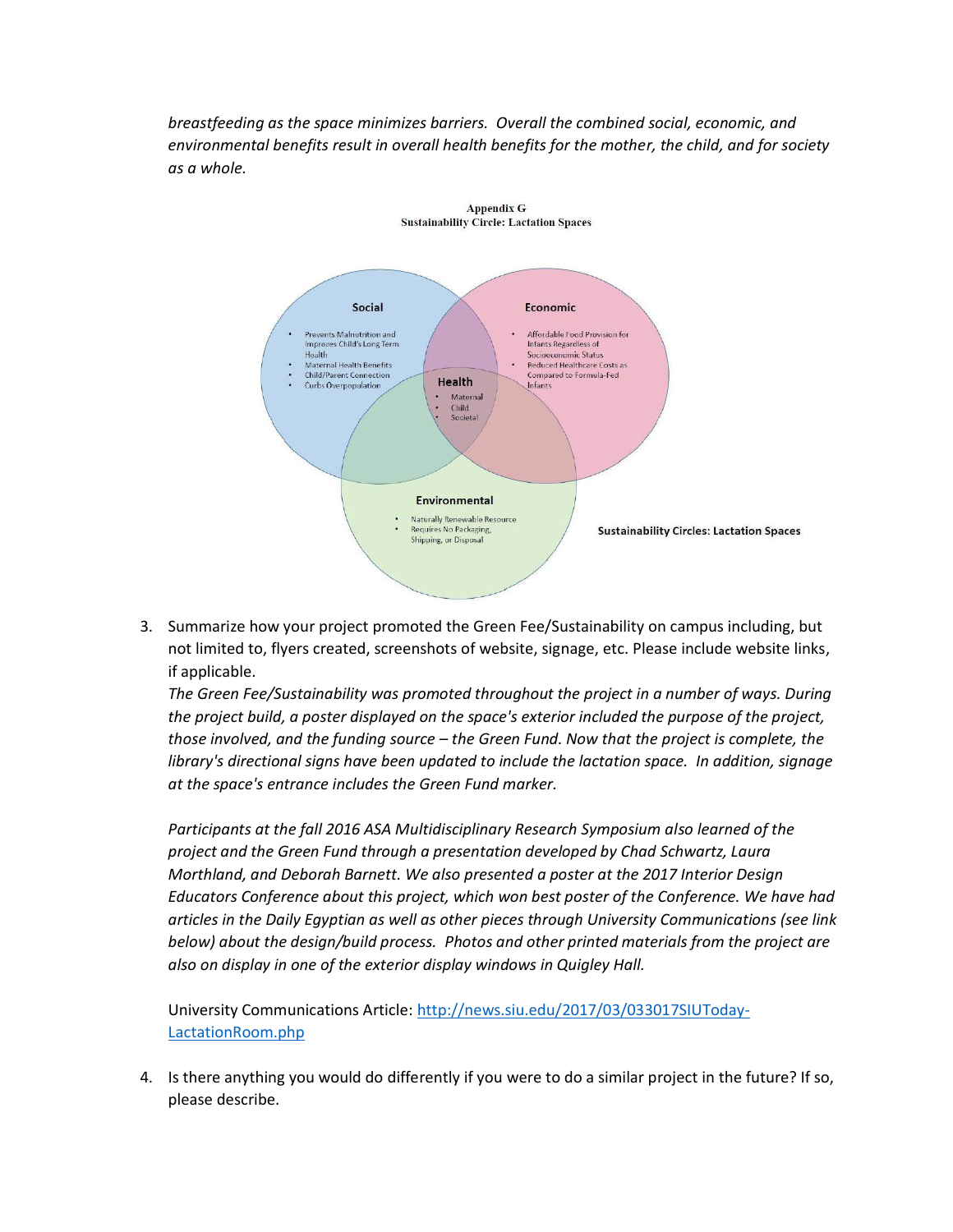*breastfeeding as the space minimizes barriers. Overall the combined social, economic, and environmental benefits result in overall health benefits for the mother, the child, and for society as a whole.*

**Appendix G**
**Sustainability Circle: Lactation Spaces**

**Social**

- Prevents Malnutrition and Improves Child's Long Term Health
- Maternal Health Benefits
- Child/Parent Connection
- Curbs Overpopulation

**Economic**

- Affordable Food Provision for Infants Regardless of Socioeconomic Status
- Reduced Healthcare Costs as Compared to Formula-Fed Infants

**Health**

- Maternal
- Child
- Societal

**Environmental**

- Naturally Renewable Resource
- Requires No Packaging, Shipping, or Disposal

**Sustainability Circles: Lactation Spaces**

3. Summarize how your project promoted the Green Fee/Sustainability on campus including, but not limited to, flyers created, screenshots of website, signage, etc. Please include website links, if applicable.

   *The Green Fee/Sustainability was promoted throughout the project in a number of ways. During the project build, a poster displayed on the space's exterior included the purpose of the project, those involved, and the funding source – the Green Fund. Now that the project is complete, the library's directional signs have been updated to include the lactation space. In addition, signage at the space's entrance includes the Green Fund marker.*

   *Participants at the fall 2016 ASA Multidisciplinary Research Symposium also learned of the project and the Green Fund through a presentation developed by Chad Schwartz, Laura Morthland, and Deborah Barnett. We also presented a poster at the 2017 Interior Design Educators Conference about this project, which won best poster of the Conference. We have had articles in the Daily Egyptian as well as other pieces through University Communications (see link below) about the design/build process. Photos and other printed materials from the project are also on display in one of the exterior display windows in Quigley Hall.*

   University Communications Article: [http://news.siu.edu/2017/03/033017SIUToday-LactationRoom.php](http://news.siu.edu/2017/03/033017SIUToday-LactationRoom.php)

4. Is there anything you would do differently if you were to do a similar project in the future? If so, please describe.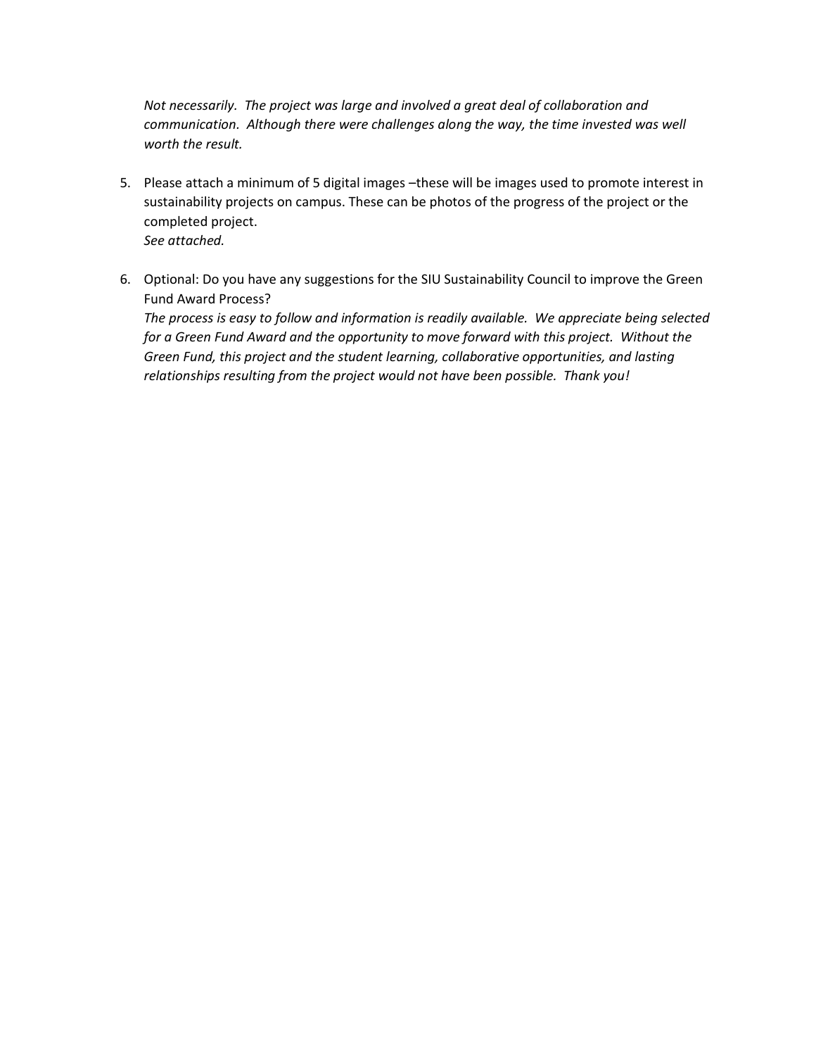*Not necessarily. The project was large and involved a great deal of collaboration and communication. Although there were challenges along the way, the time invested was well worth the result.*

5. Please attach a minimum of 5 digital images –these will be images used to promote interest in sustainability projects on campus. These can be photos of the progress of the project or the completed project.
   *See attached.*

6. Optional: Do you have any suggestions for the SIU Sustainability Council to improve the Green Fund Award Process?
   *The process is easy to follow and information is readily available. We appreciate being selected for a Green Fund Award and the opportunity to move forward with this project. Without the Green Fund, this project and the student learning, collaborative opportunities, and lasting relationships resulting from the project would not have been possible. Thank you!*